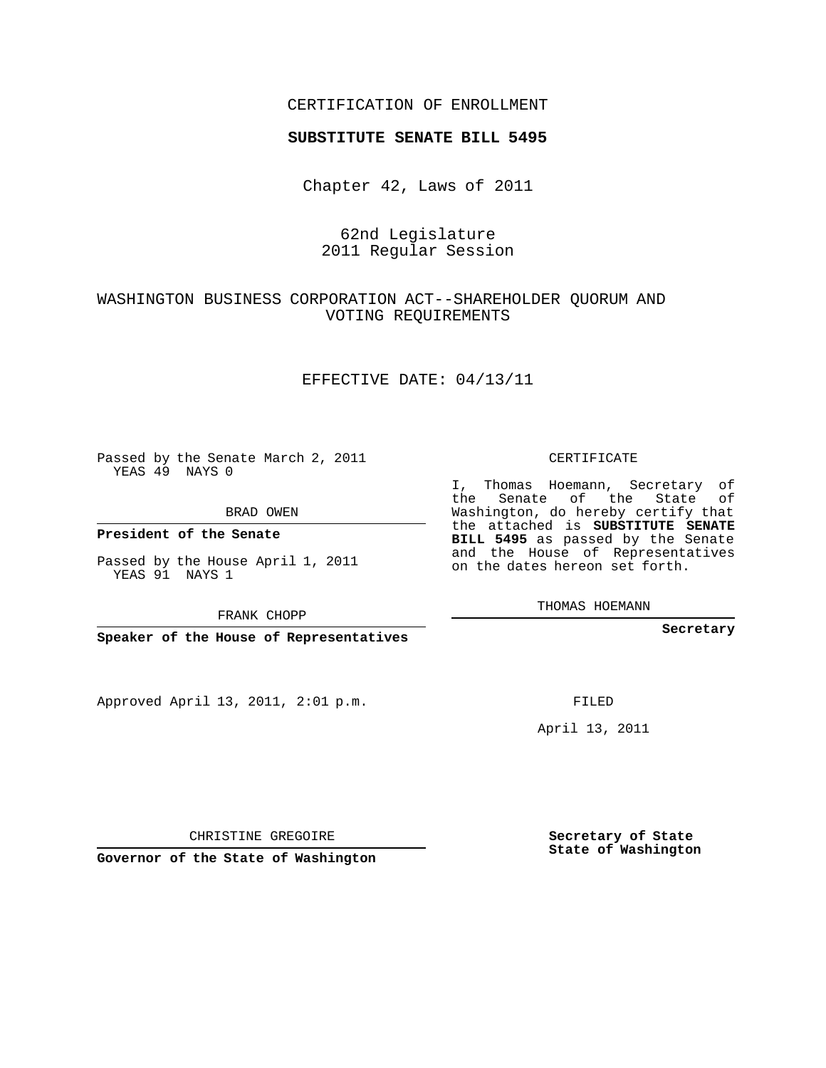CERTIFICATION OF ENROLLMENT

**SUBSTITUTE SENATE BILL 5495**

Chapter 42, Laws of 2011

62nd Legislature
2011 Regular Session

WASHINGTON BUSINESS CORPORATION ACT--SHAREHOLDER QUORUM AND VOTING REQUIREMENTS

EFFECTIVE DATE: 04/13/11

Passed by the Senate March 2, 2011
YEAS 49 NAYS 0

BRAD OWEN

**President of the Senate**

Passed by the House April 1, 2011
YEAS 91 NAYS 1

FRANK CHOPP

**Speaker of the House of Representatives**

Approved April 13, 2011, 2:01 p.m.

CHRISTINE GREGOIRE

**Governor of the State of Washington**

CERTIFICATE

I, Thomas Hoemann, Secretary of the Senate of the State of Washington, do hereby certify that the attached is **SUBSTITUTE SENATE BILL 5495** as passed by the Senate and the House of Representatives on the dates hereon set forth.

THOMAS HOEMANN

**Secretary**

FILED

April 13, 2011

**Secretary of State**
**State of Washington**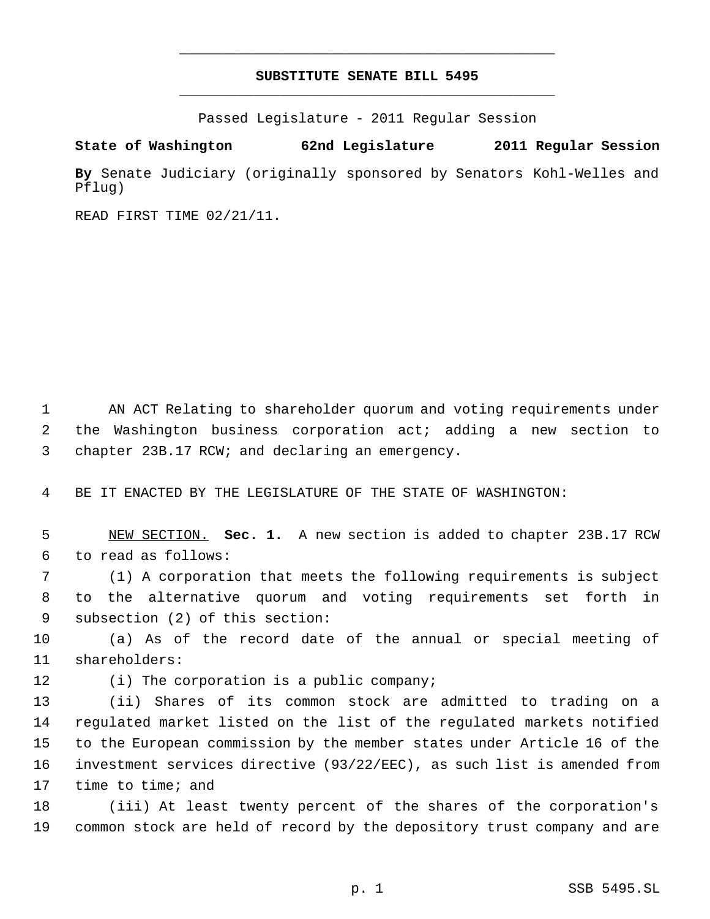# SUBSTITUTE SENATE BILL 5495

Passed Legislature - 2011 Regular Session

**State of Washington 62nd Legislature 2011 Regular Session**

**By** Senate Judiciary (originally sponsored by Senators Kohl-Welles and Pflug)

READ FIRST TIME 02/21/11.

AN ACT Relating to shareholder quorum and voting requirements under the Washington business corporation act; adding a new section to chapter 23B.17 RCW; and declaring an emergency.

BE IT ENACTED BY THE LEGISLATURE OF THE STATE OF WASHINGTON:

NEW SECTION. **Sec. 1.** A new section is added to chapter 23B.17 RCW to read as follows:

(1) A corporation that meets the following requirements is subject to the alternative quorum and voting requirements set forth in subsection (2) of this section:

(a) As of the record date of the annual or special meeting of shareholders:

(i) The corporation is a public company;

(ii) Shares of its common stock are admitted to trading on a regulated market listed on the list of the regulated markets notified to the European commission by the member states under Article 16 of the investment services directive (93/22/EEC), as such list is amended from time to time; and

(iii) At least twenty percent of the shares of the corporation's common stock are held of record by the depository trust company and are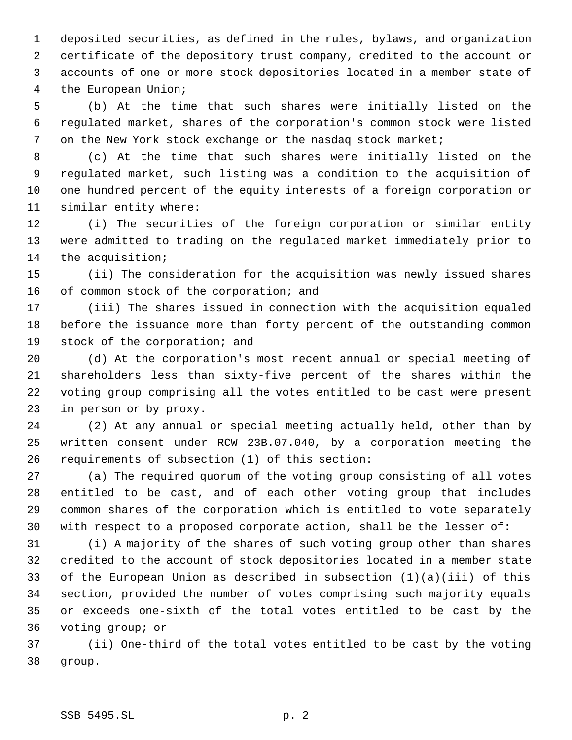deposited securities, as defined in the rules, bylaws, and organization certificate of the depository trust company, credited to the account or accounts of one or more stock depositories located in a member state of the European Union;

(b) At the time that such shares were initially listed on the regulated market, shares of the corporation's common stock were listed on the New York stock exchange or the nasdaq stock market;

(c) At the time that such shares were initially listed on the regulated market, such listing was a condition to the acquisition of one hundred percent of the equity interests of a foreign corporation or similar entity where:

(i) The securities of the foreign corporation or similar entity were admitted to trading on the regulated market immediately prior to the acquisition;

(ii) The consideration for the acquisition was newly issued shares of common stock of the corporation; and

(iii) The shares issued in connection with the acquisition equaled before the issuance more than forty percent of the outstanding common stock of the corporation; and

(d) At the corporation's most recent annual or special meeting of shareholders less than sixty-five percent of the shares within the voting group comprising all the votes entitled to be cast were present in person or by proxy.

(2) At any annual or special meeting actually held, other than by written consent under RCW 23B.07.040, by a corporation meeting the requirements of subsection (1) of this section:

(a) The required quorum of the voting group consisting of all votes entitled to be cast, and of each other voting group that includes common shares of the corporation which is entitled to vote separately with respect to a proposed corporate action, shall be the lesser of:

(i) A majority of the shares of such voting group other than shares credited to the account of stock depositories located in a member state of the European Union as described in subsection (1)(a)(iii) of this section, provided the number of votes comprising such majority equals or exceeds one-sixth of the total votes entitled to be cast by the voting group; or

(ii) One-third of the total votes entitled to be cast by the voting group.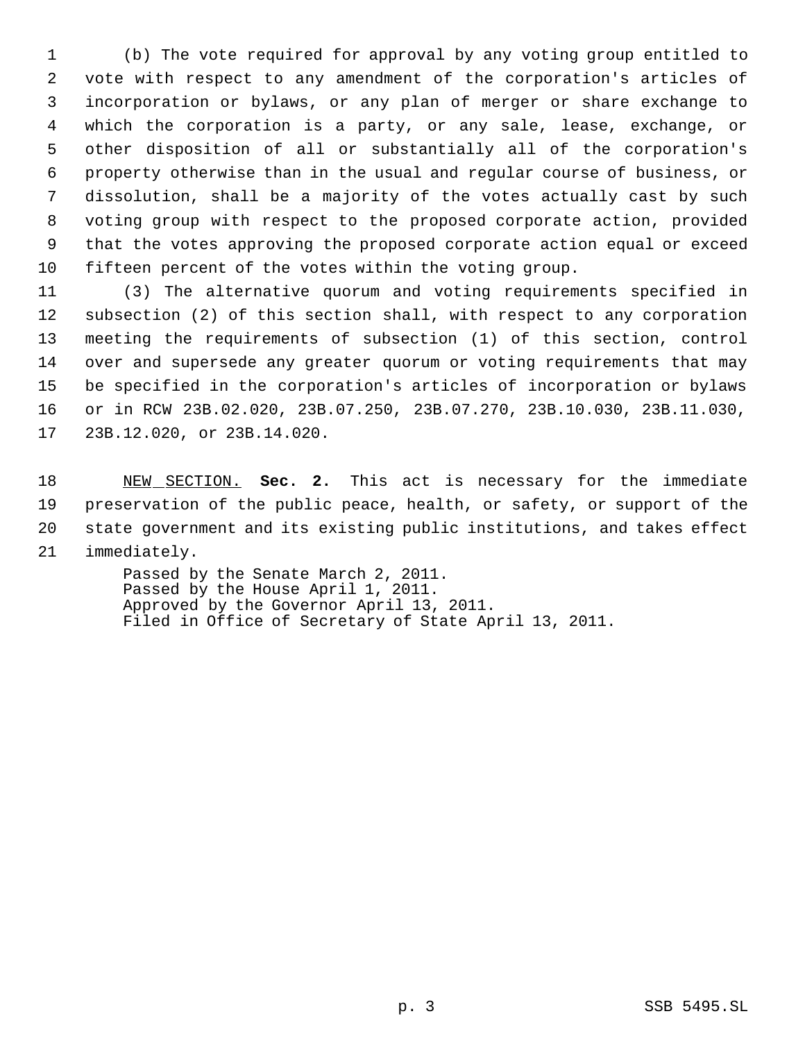(b) The vote required for approval by any voting group entitled to vote with respect to any amendment of the corporation's articles of incorporation or bylaws, or any plan of merger or share exchange to which the corporation is a party, or any sale, lease, exchange, or other disposition of all or substantially all of the corporation's property otherwise than in the usual and regular course of business, or dissolution, shall be a majority of the votes actually cast by such voting group with respect to the proposed corporate action, provided that the votes approving the proposed corporate action equal or exceed fifteen percent of the votes within the voting group.

(3) The alternative quorum and voting requirements specified in subsection (2) of this section shall, with respect to any corporation meeting the requirements of subsection (1) of this section, control over and supersede any greater quorum or voting requirements that may be specified in the corporation's articles of incorporation or bylaws or in RCW 23B.02.020, 23B.07.250, 23B.07.270, 23B.10.030, 23B.11.030, 23B.12.020, or 23B.14.020.

NEW SECTION. **Sec. 2.** This act is necessary for the immediate preservation of the public peace, health, or safety, or support of the state government and its existing public institutions, and takes effect immediately.

Passed by the Senate March 2, 2011.
Passed by the House April 1, 2011.
Approved by the Governor April 13, 2011.
Filed in Office of Secretary of State April 13, 2011.